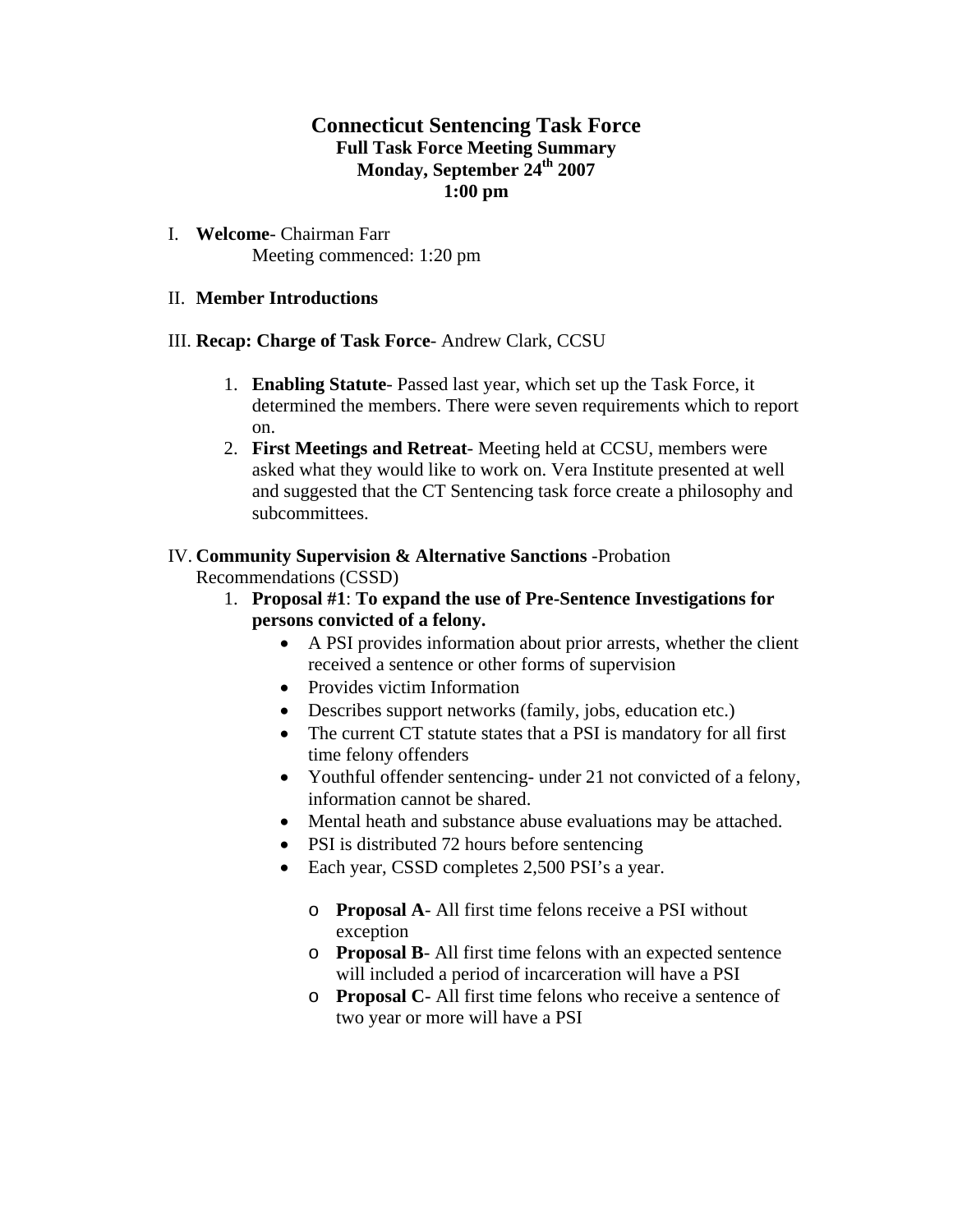# Connecticut Sentencing Task Force

## Full Task Force Meeting Summary

### Monday, September 24th 2007

### 1:00 pm

I. **Welcome**- Chairman Farr

Meeting commenced: 1:20 pm

II. **Member Introductions**

III. **Recap: Charge of Task Force**- Andrew Clark, CCSU

1. **Enabling Statute**- Passed last year, which set up the Task Force, it determined the members. There were seven requirements which to report on.
2. **First Meetings and Retreat**- Meeting held at CCSU, members were asked what they would like to work on. Vera Institute presented at well and suggested that the CT Sentencing task force create a philosophy and subcommittees.

IV. **Community Supervision & Alternative Sanctions** -Probation Recommendations (CSSD)

1. **Proposal #1**: **To expand the use of Pre-Sentence Investigations for persons convicted of a felony.**
   - A PSI provides information about prior arrests, whether the client received a sentence or other forms of supervision
   - Provides victim Information
   - Describes support networks (family, jobs, education etc.)
   - The current CT statute states that a PSI is mandatory for all first time felony offenders
   - Youthful offender sentencing- under 21 not convicted of a felony, information cannot be shared.
   - Mental heath and substance abuse evaluations may be attached.
   - PSI is distributed 72 hours before sentencing
   - Each year, CSSD completes 2,500 PSI's a year.
     - **Proposal A**- All first time felons receive a PSI without exception
     - **Proposal B**- All first time felons with an expected sentence will included a period of incarceration will have a PSI
     - **Proposal C**- All first time felons who receive a sentence of two year or more will have a PSI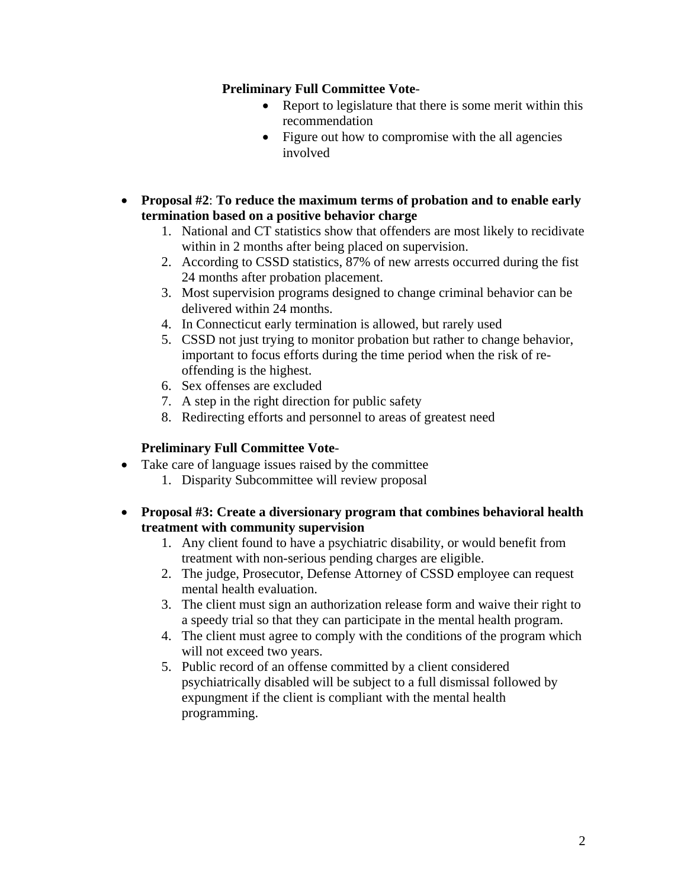**Preliminary Full Committee Vote**-

- Report to legislature that there is some merit within this recommendation
- Figure out how to compromise with the all agencies involved

- **Proposal #2**: **To reduce the maximum terms of probation and to enable early termination based on a positive behavior charge**
  1. National and CT statistics show that offenders are most likely to recidivate within in 2 months after being placed on supervision.
  2. According to CSSD statistics, 87% of new arrests occurred during the fist 24 months after probation placement.
  3. Most supervision programs designed to change criminal behavior can be delivered within 24 months.
  4. In Connecticut early termination is allowed, but rarely used
  5. CSSD not just trying to monitor probation but rather to change behavior, important to focus efforts during the time period when the risk of re-offending is the highest.
  6. Sex offenses are excluded
  7. A step in the right direction for public safety
  8. Redirecting efforts and personnel to areas of greatest need

**Preliminary Full Committee Vote**-

- Take care of language issues raised by the committee
  1. Disparity Subcommittee will review proposal

- **Proposal #3: Create a diversionary program that combines behavioral health treatment with community supervision**
  1. Any client found to have a psychiatric disability, or would benefit from treatment with non-serious pending charges are eligible.
  2. The judge, Prosecutor, Defense Attorney of CSSD employee can request mental health evaluation.
  3. The client must sign an authorization release form and waive their right to a speedy trial so that they can participate in the mental health program.
  4. The client must agree to comply with the conditions of the program which will not exceed two years.
  5. Public record of an offense committed by a client considered psychiatrically disabled will be subject to a full dismissal followed by expungment if the client is compliant with the mental health programming.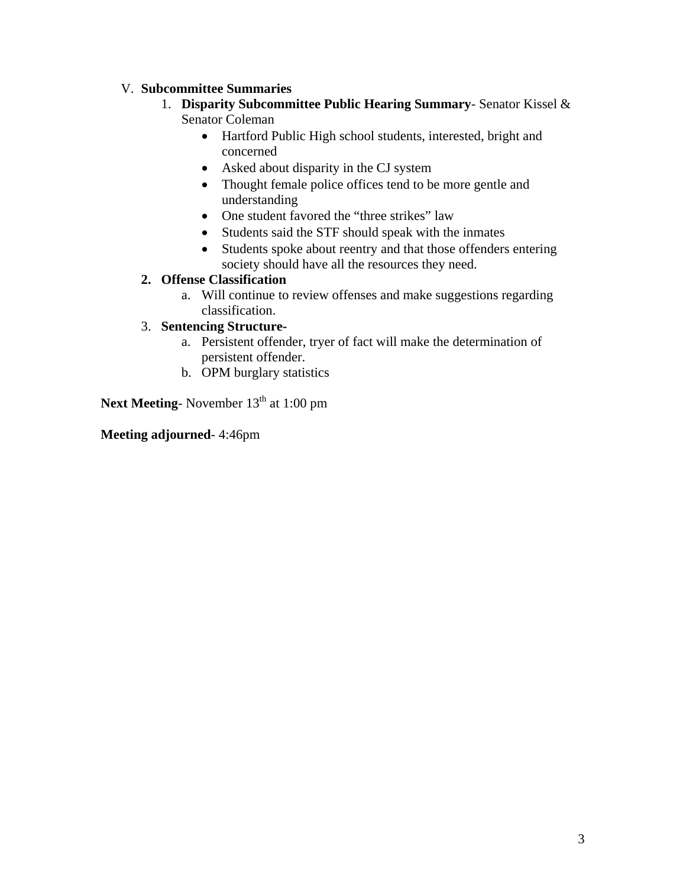V. **Subcommittee Summaries**

1. **Disparity Subcommittee Public Hearing Summary**- Senator Kissel & Senator Coleman
   - Hartford Public High school students, interested, bright and concerned
   - Asked about disparity in the CJ system
   - Thought female police offices tend to be more gentle and understanding
   - One student favored the "three strikes" law
   - Students said the STF should speak with the inmates
   - Students spoke about reentry and that those offenders entering society should have all the resources they need.
2. **Offense Classification**
   a. Will continue to review offenses and make suggestions regarding classification.
3. **Sentencing Structure-**
   a. Persistent offender, tryer of fact will make the determination of persistent offender.
   b. OPM burglary statistics

**Next Meeting**- November 13th at 1:00 pm

**Meeting adjourned**- 4:46pm